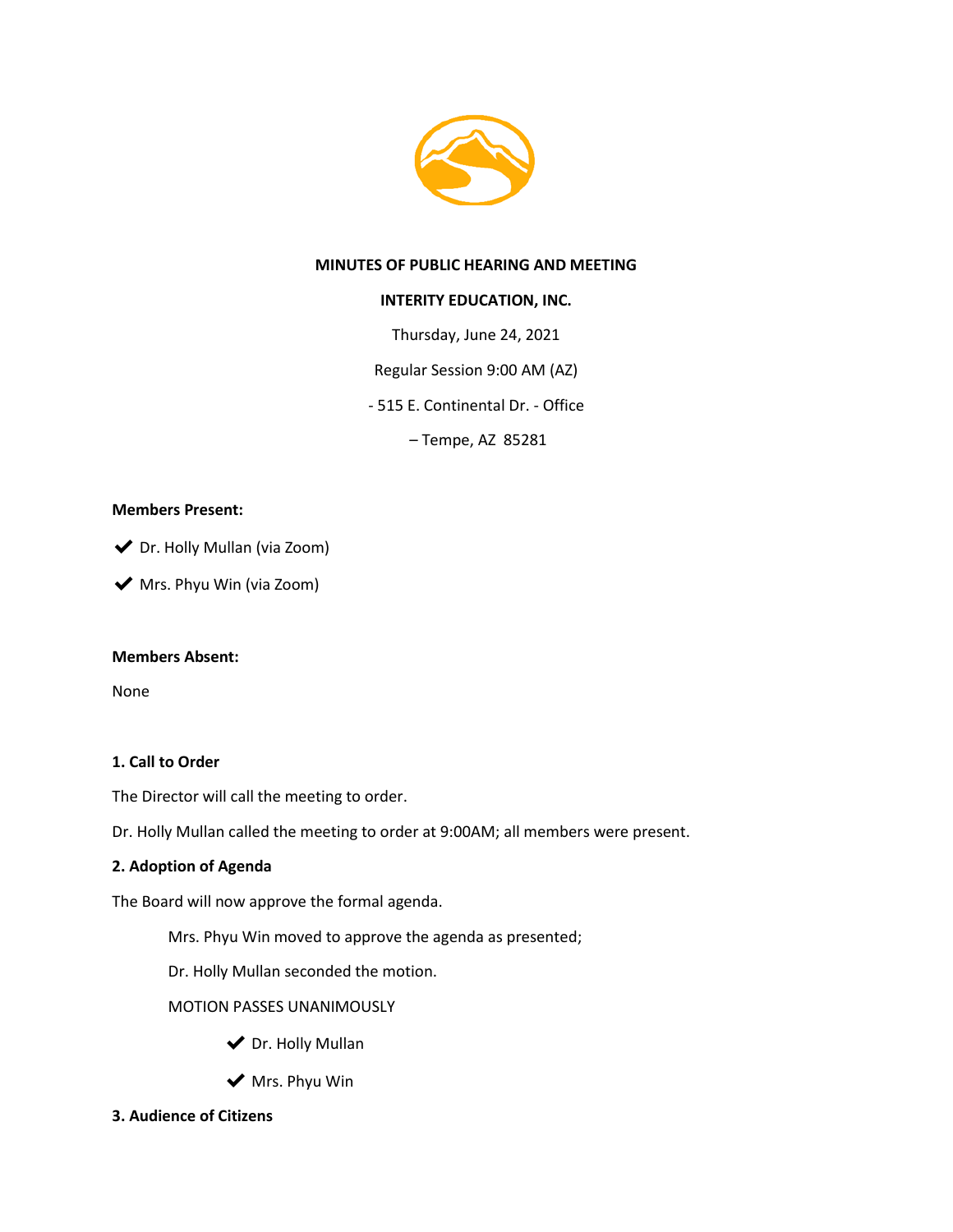**MINUTES OF PUBLIC HEARING AND MEETING**

**INTERITY EDUCATION, INC.**

Thursday, June 24, 2021

Regular Session 9:00 AM (AZ)

- 515 E. Continental Dr. - Office

– Tempe, AZ 85281

**Members Present:**

✔ Dr. Holly Mullan (via Zoom)

✔ Mrs. Phyu Win (via Zoom)

**Members Absent:**

None

**1. Call to Order**

The Director will call the meeting to order.

Dr. Holly Mullan called the meeting to order at 9:00AM; all members were present.

**2. Adoption of Agenda**

The Board will now approve the formal agenda.

Mrs. Phyu Win moved to approve the agenda as presented;

Dr. Holly Mullan seconded the motion.

MOTION PASSES UNANIMOUSLY

✔ Dr. Holly Mullan

✔ Mrs. Phyu Win

**3. Audience of Citizens**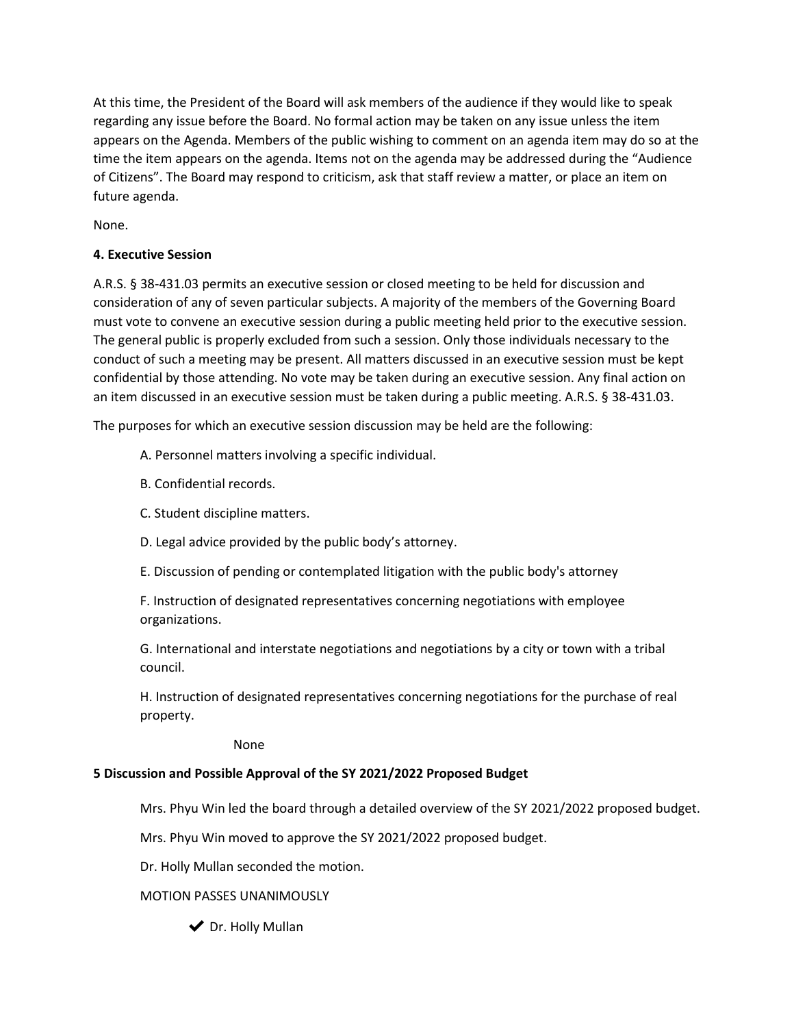At this time, the President of the Board will ask members of the audience if they would like to speak regarding any issue before the Board. No formal action may be taken on any issue unless the item appears on the Agenda. Members of the public wishing to comment on an agenda item may do so at the time the item appears on the agenda. Items not on the agenda may be addressed during the "Audience of Citizens". The Board may respond to criticism, ask that staff review a matter, or place an item on future agenda.

None.

**4. Executive Session**

A.R.S. § 38-431.03 permits an executive session or closed meeting to be held for discussion and consideration of any of seven particular subjects. A majority of the members of the Governing Board must vote to convene an executive session during a public meeting held prior to the executive session. The general public is properly excluded from such a session. Only those individuals necessary to the conduct of such a meeting may be present. All matters discussed in an executive session must be kept confidential by those attending. No vote may be taken during an executive session. Any final action on an item discussed in an executive session must be taken during a public meeting. A.R.S. § 38-431.03.

The purposes for which an executive session discussion may be held are the following:

A. Personnel matters involving a specific individual.

B. Confidential records.

C. Student discipline matters.

D. Legal advice provided by the public body's attorney.

E. Discussion of pending or contemplated litigation with the public body's attorney

F. Instruction of designated representatives concerning negotiations with employee organizations.

G. International and interstate negotiations and negotiations by a city or town with a tribal council.

H. Instruction of designated representatives concerning negotiations for the purchase of real property.

None

**5 Discussion and Possible Approval of the SY 2021/2022 Proposed Budget**

Mrs. Phyu Win led the board through a detailed overview of the SY 2021/2022 proposed budget.

Mrs. Phyu Win moved to approve the SY 2021/2022 proposed budget.

Dr. Holly Mullan seconded the motion.

MOTION PASSES UNANIMOUSLY

✔ Dr. Holly Mullan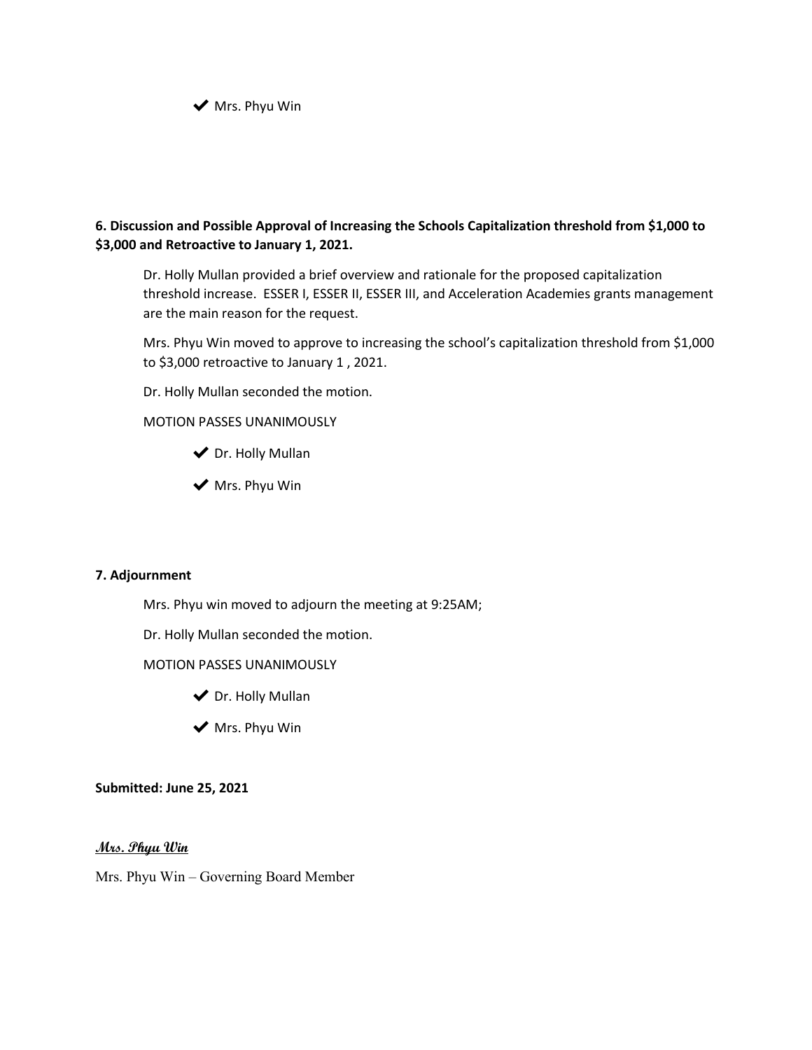✔ Mrs. Phyu Win

**6. Discussion and Possible Approval of Increasing the Schools Capitalization threshold from $1,000 to $3,000 and Retroactive to January 1, 2021.**

Dr. Holly Mullan provided a brief overview and rationale for the proposed capitalization threshold increase. ESSER I, ESSER II, ESSER III, and Acceleration Academies grants management are the main reason for the request.

Mrs. Phyu Win moved to approve to increasing the school's capitalization threshold from $1,000 to $3,000 retroactive to January 1 , 2021.

Dr. Holly Mullan seconded the motion.

MOTION PASSES UNANIMOUSLY

✔ Dr. Holly Mullan

✔ Mrs. Phyu Win

**7. Adjournment**

Mrs. Phyu win moved to adjourn the meeting at 9:25AM;

Dr. Holly Mullan seconded the motion.

MOTION PASSES UNANIMOUSLY

✔ Dr. Holly Mullan

✔ Mrs. Phyu Win

**Submitted: June 25, 2021**

***Mrs. Phyu Win***

Mrs. Phyu Win – Governing Board Member